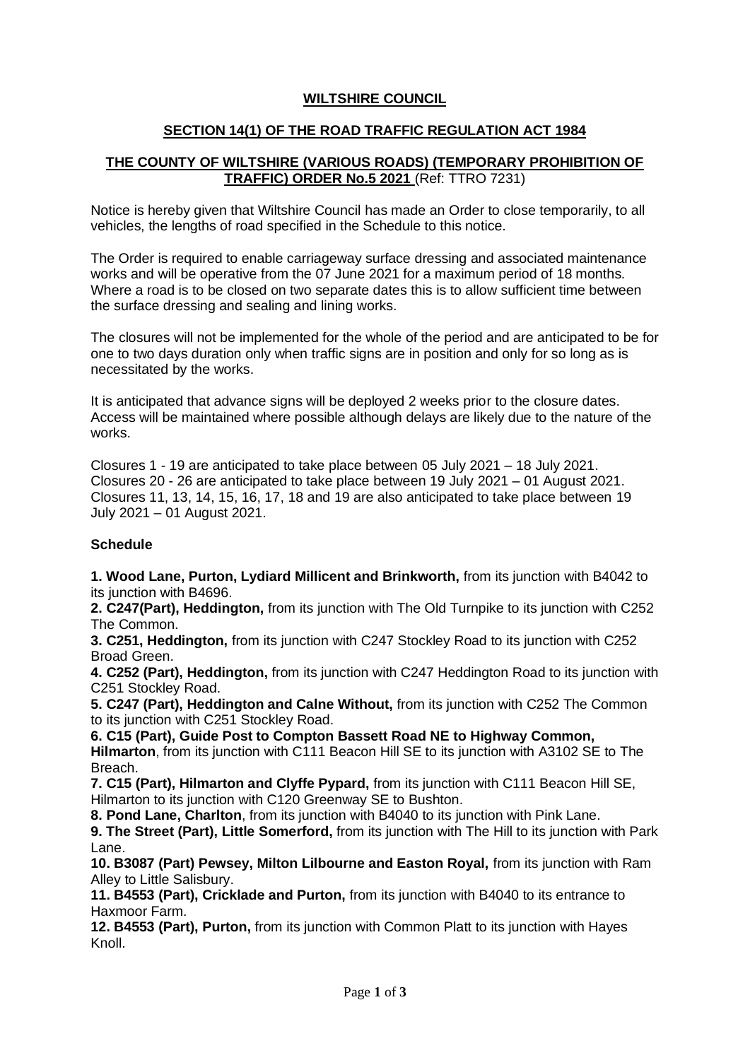**WILTSHIRE COUNCIL**

**SECTION 14(1) OF THE ROAD TRAFFIC REGULATION ACT 1984**

**THE COUNTY OF WILTSHIRE (VARIOUS ROADS) (TEMPORARY PROHIBITION OF TRAFFIC) ORDER No.5 2021** (Ref: TTRO 7231)

Notice is hereby given that Wiltshire Council has made an Order to close temporarily, to all vehicles, the lengths of road specified in the Schedule to this notice.

The Order is required to enable carriageway surface dressing and associated maintenance works and will be operative from the 07 June 2021 for a maximum period of 18 months. Where a road is to be closed on two separate dates this is to allow sufficient time between the surface dressing and sealing and lining works.

The closures will not be implemented for the whole of the period and are anticipated to be for one to two days duration only when traffic signs are in position and only for so long as is necessitated by the works.

It is anticipated that advance signs will be deployed 2 weeks prior to the closure dates. Access will be maintained where possible although delays are likely due to the nature of the works.

Closures 1 - 19 are anticipated to take place between 05 July 2021 – 18 July 2021.
Closures 20 - 26 are anticipated to take place between 19 July 2021 – 01 August 2021.
Closures 11, 13, 14, 15, 16, 17, 18 and 19 are also anticipated to take place between 19 July 2021 – 01 August 2021.

**Schedule**

**1. Wood Lane, Purton, Lydiard Millicent and Brinkworth,** from its junction with B4042 to its junction with B4696.
**2. C247(Part), Heddington,** from its junction with The Old Turnpike to its junction with C252 The Common.
**3. C251, Heddington,** from its junction with C247 Stockley Road to its junction with C252 Broad Green.
**4. C252 (Part), Heddington,** from its junction with C247 Heddington Road to its junction with C251 Stockley Road.
**5. C247 (Part), Heddington and Calne Without,** from its junction with C252 The Common to its junction with C251 Stockley Road.
**6. C15 (Part), Guide Post to Compton Bassett Road NE to Highway Common, Hilmarton**, from its junction with C111 Beacon Hill SE to its junction with A3102 SE to The Breach.
**7. C15 (Part), Hilmarton and Clyffe Pypard,** from its junction with C111 Beacon Hill SE, Hilmarton to its junction with C120 Greenway SE to Bushton.
**8. Pond Lane, Charlton**, from its junction with B4040 to its junction with Pink Lane.
**9. The Street (Part), Little Somerford,** from its junction with The Hill to its junction with Park Lane.
**10. B3087 (Part) Pewsey, Milton Lilbourne and Easton Royal,** from its junction with Ram Alley to Little Salisbury.
**11. B4553 (Part), Cricklade and Purton,** from its junction with B4040 to its entrance to Haxmoor Farm.
**12. B4553 (Part), Purton,** from its junction with Common Platt to its junction with Hayes Knoll.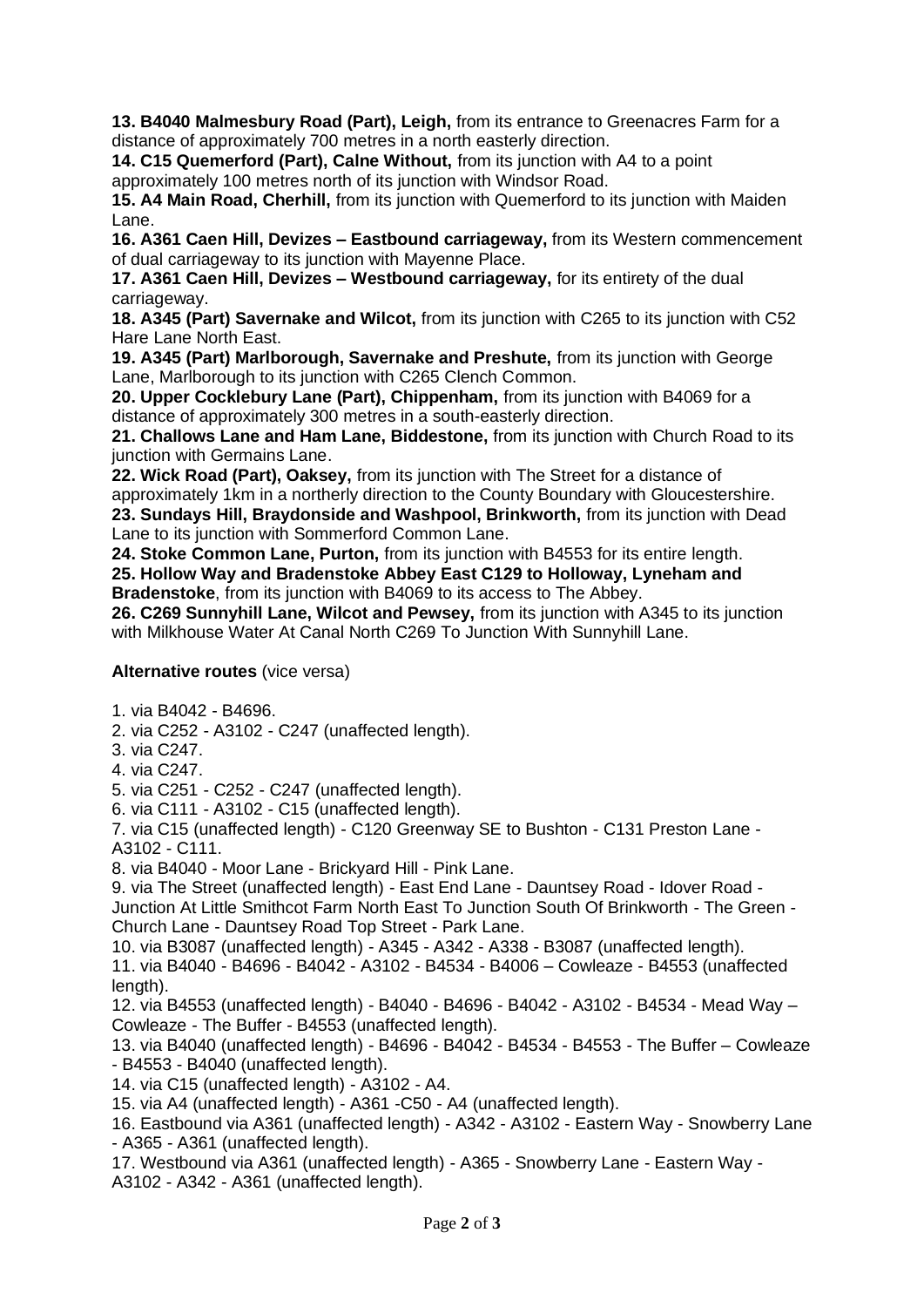**13. B4040 Malmesbury Road (Part), Leigh,** from its entrance to Greenacres Farm for a distance of approximately 700 metres in a north easterly direction.
**14. C15 Quemerford (Part), Calne Without,** from its junction with A4 to a point approximately 100 metres north of its junction with Windsor Road.
**15. A4 Main Road, Cherhill,** from its junction with Quemerford to its junction with Maiden Lane.
**16. A361 Caen Hill, Devizes – Eastbound carriageway,** from its Western commencement of dual carriageway to its junction with Mayenne Place.
**17. A361 Caen Hill, Devizes – Westbound carriageway,** for its entirety of the dual carriageway.
**18. A345 (Part) Savernake and Wilcot,** from its junction with C265 to its junction with C52 Hare Lane North East.
**19. A345 (Part) Marlborough, Savernake and Preshute,** from its junction with George Lane, Marlborough to its junction with C265 Clench Common.
**20. Upper Cocklebury Lane (Part), Chippenham,** from its junction with B4069 for a distance of approximately 300 metres in a south-easterly direction.
**21. Challows Lane and Ham Lane, Biddestone,** from its junction with Church Road to its junction with Germains Lane.
**22. Wick Road (Part), Oaksey,** from its junction with The Street for a distance of approximately 1km in a northerly direction to the County Boundary with Gloucestershire.
**23. Sundays Hill, Braydonside and Washpool, Brinkworth,** from its junction with Dead Lane to its junction with Sommerford Common Lane.
**24. Stoke Common Lane, Purton,** from its junction with B4553 for its entire length.
**25. Hollow Way and Bradenstoke Abbey East C129 to Holloway, Lyneham and Bradenstoke**, from its junction with B4069 to its access to The Abbey.
**26. C269 Sunnyhill Lane, Wilcot and Pewsey,** from its junction with A345 to its junction with Milkhouse Water At Canal North C269 To Junction With Sunnyhill Lane.

**Alternative routes** (vice versa)

1. via B4042 - B4696.
2. via C252 - A3102 - C247 (unaffected length).
3. via C247.
4. via C247.
5. via C251 - C252 - C247 (unaffected length).
6. via C111 - A3102 - C15 (unaffected length).
7. via C15 (unaffected length) - C120 Greenway SE to Bushton - C131 Preston Lane - A3102 - C111.
8. via B4040 - Moor Lane - Brickyard Hill - Pink Lane.
9. via The Street (unaffected length) - East End Lane - Dauntsey Road - Idover Road - Junction At Little Smithcot Farm North East To Junction South Of Brinkworth - The Green - Church Lane - Dauntsey Road Top Street - Park Lane.
10. via B3087 (unaffected length) - A345 - A342 - A338 - B3087 (unaffected length).
11. via B4040 - B4696 - B4042 - A3102 - B4534 - B4006 – Cowleaze - B4553 (unaffected length).
12. via B4553 (unaffected length) - B4040 - B4696 - B4042 - A3102 - B4534 - Mead Way – Cowleaze - The Buffer - B4553 (unaffected length).
13. via B4040 (unaffected length) - B4696 - B4042 - B4534 - B4553 - The Buffer – Cowleaze - B4553 - B4040 (unaffected length).
14. via C15 (unaffected length) - A3102 - A4.
15. via A4 (unaffected length) - A361 -C50 - A4 (unaffected length).
16. Eastbound via A361 (unaffected length) - A342 - A3102 - Eastern Way - Snowberry Lane - A365 - A361 (unaffected length).
17. Westbound via A361 (unaffected length) - A365 - Snowberry Lane - Eastern Way - A3102 - A342 - A361 (unaffected length).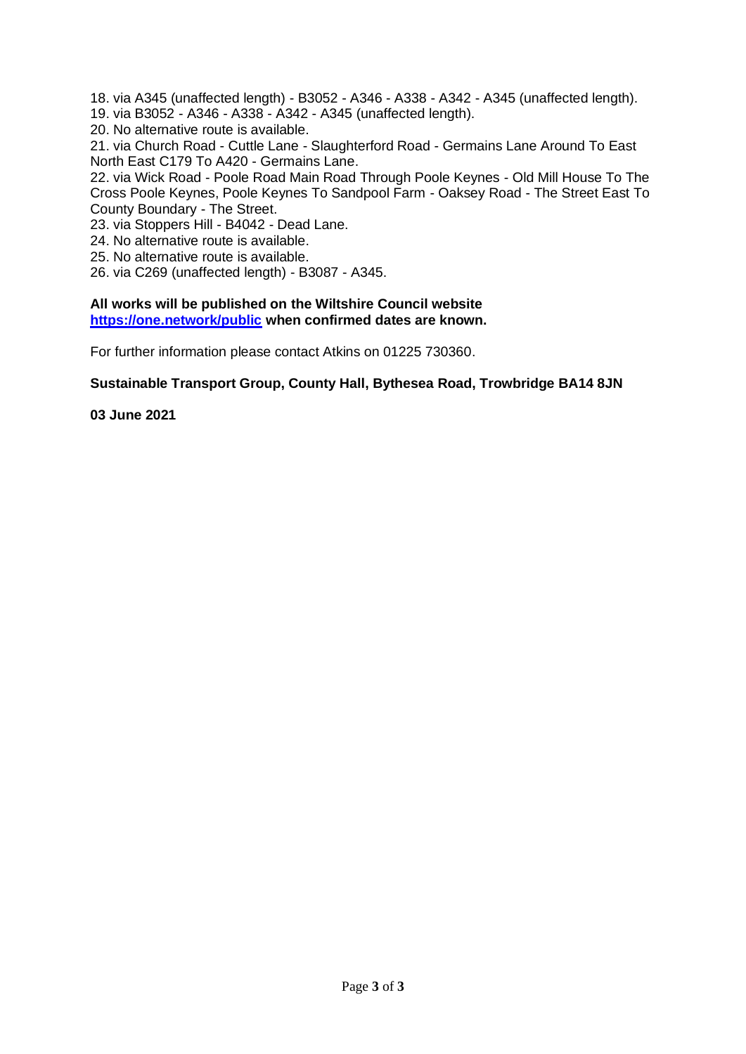18. via A345 (unaffected length) - B3052 - A346 - A338 - A342 - A345 (unaffected length).
19. via B3052 - A346 - A338 - A342 - A345 (unaffected length).
20. No alternative route is available.
21. via Church Road - Cuttle Lane - Slaughterford Road - Germains Lane Around To East North East C179 To A420 - Germains Lane.
22. via Wick Road - Poole Road Main Road Through Poole Keynes - Old Mill House To The Cross Poole Keynes, Poole Keynes To Sandpool Farm - Oaksey Road - The Street East To County Boundary - The Street.
23. via Stoppers Hill - B4042 - Dead Lane.
24. No alternative route is available.
25. No alternative route is available.
26. via C269 (unaffected length) - B3087 - A345.

**All works will be published on the Wiltshire Council website [https://one.network/public](https://one.network/public) when confirmed dates are known.**

For further information please contact Atkins on 01225 730360.

**Sustainable Transport Group, County Hall, Bythesea Road, Trowbridge BA14 8JN**

**03 June 2021**